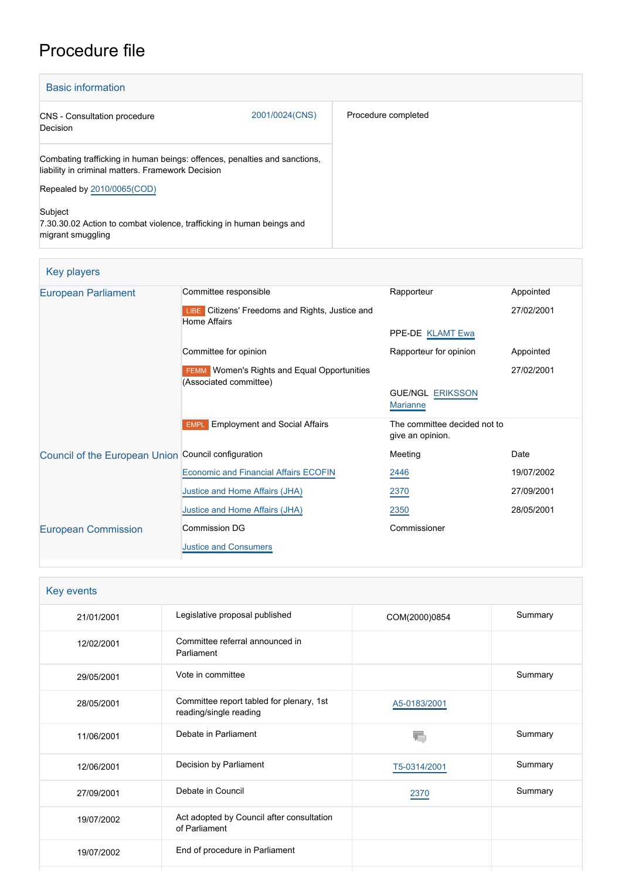# Procedure file

## Basic information

| | |
|---|---|
| CNS - Consultation procedure<br>Decision | 2001/0024(CNS) |
| Combating trafficking in human beings: offences, penalties and sanctions, liability in criminal matters. Framework Decision<br><br>Repealed by 2010/0065(COD)<br><br>Subject<br>7.30.30.02 Action to combat violence, trafficking in human beings and migrant smuggling | Procedure completed |

## Key players

| | | | |
|---|---|---|---|
| European Parliament | Committee responsible | Rapporteur | Appointed |
| | LIBE Citizens' Freedoms and Rights, Justice and Home Affairs | PPE-DE KLAMT Ewa | 27/02/2001 |
| | Committee for opinion | Rapporteur for opinion | Appointed |
| | FEMM Women's Rights and Equal Opportunities (Associated committee) | GUE/NGL ERIKSSON Marianne | 27/02/2001 |
| | EMPL Employment and Social Affairs | The committee decided not to give an opinion. | |
| Council of the European Union | Council configuration | Meeting | Date |
| | Economic and Financial Affairs ECOFIN | 2446 | 19/07/2002 |
| | Justice and Home Affairs (JHA) | 2370 | 27/09/2001 |
| | Justice and Home Affairs (JHA) | 2350 | 28/05/2001 |
| European Commission | Commission DG | Commissioner | |
| | Justice and Consumers | | |

## Key events

| | | | |
|---|---|---|---|
| 21/01/2001 | Legislative proposal published | COM(2000)0854 | Summary |
| 12/02/2001 | Committee referral announced in Parliament | | |
| 29/05/2001 | Vote in committee | | Summary |
| 28/05/2001 | Committee report tabled for plenary, 1st reading/single reading | A5-0183/2001 | |
| 11/06/2001 | Debate in Parliament | | Summary |
| 12/06/2001 | Decision by Parliament | T5-0314/2001 | Summary |
| 27/09/2001 | Debate in Council | 2370 | Summary |
| 19/07/2002 | Act adopted by Council after consultation of Parliament | | |
| 19/07/2002 | End of procedure in Parliament | | |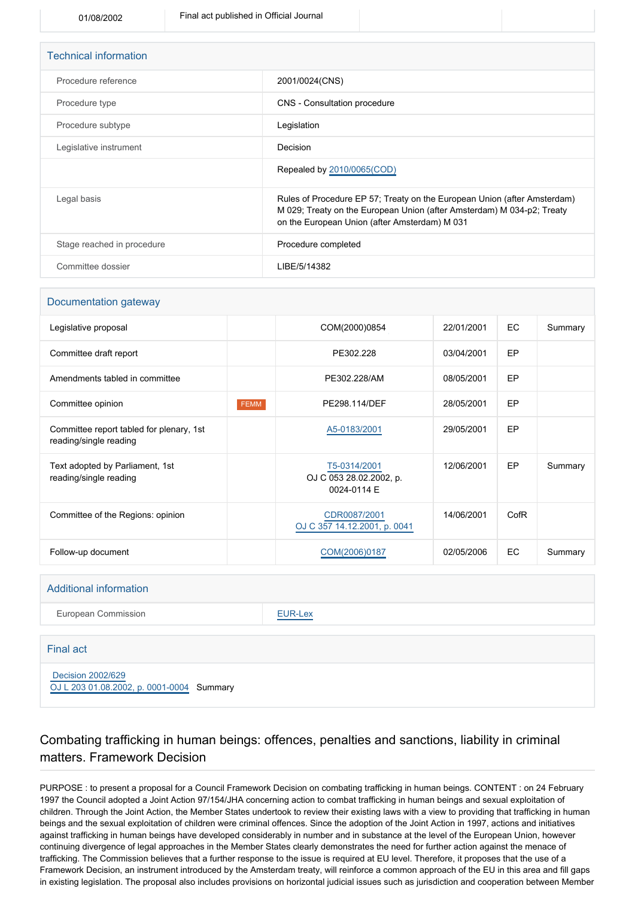| 01/08/2002 | Final act published in Official Journal | | |
|---|---|---|---|

## Technical information

| | |
|---|---|
| Procedure reference | 2001/0024(CNS) |
| Procedure type | CNS - Consultation procedure |
| Procedure subtype | Legislation |
| Legislative instrument | Decision |
| | Repealed by 2010/0065(COD) |
| Legal basis | Rules of Procedure EP 57; Treaty on the European Union (after Amsterdam) M 029; Treaty on the European Union (after Amsterdam) M 034-p2; Treaty on the European Union (after Amsterdam) M 031 |
| Stage reached in procedure | Procedure completed |
| Committee dossier | LIBE/5/14382 |

## Documentation gateway

| | | | | | |
|---|---|---|---|---|---|
| Legislative proposal | | COM(2000)0854 | 22/01/2001 | EC | Summary |
| Committee draft report | | PE302.228 | 03/04/2001 | EP | |
| Amendments tabled in committee | | PE302.228/AM | 08/05/2001 | EP | |
| Committee opinion | FEMM | PE298.114/DEF | 28/05/2001 | EP | |
| Committee report tabled for plenary, 1st reading/single reading | | A5-0183/2001 | 29/05/2001 | EP | |
| Text adopted by Parliament, 1st reading/single reading | | T5-0314/2001 OJ C 053 28.02.2002, p. 0024-0114 E | 12/06/2001 | EP | Summary |
| Committee of the Regions: opinion | | CDR0087/2001 OJ C 357 14.12.2001, p. 0041 | 14/06/2001 | CofR | |
| Follow-up document | | COM(2006)0187 | 02/05/2006 | EC | Summary |

## Additional information

| | |
|---|---|
| European Commission | EUR-Lex |

## Final act

Decision 2002/629
OJ L 203 01.08.2002, p. 0001-0004 Summary

## Combating trafficking in human beings: offences, penalties and sanctions, liability in criminal matters. Framework Decision

PURPOSE : to present a proposal for a Council Framework Decision on combating trafficking in human beings. CONTENT : on 24 February 1997 the Council adopted a Joint Action 97/154/JHA concerning action to combat trafficking in human beings and sexual exploitation of children. Through the Joint Action, the Member States undertook to review their existing laws with a view to providing that trafficking in human beings and the sexual exploitation of children were criminal offences. Since the adoption of the Joint Action in 1997, actions and initiatives against trafficking in human beings have developed considerably in number and in substance at the level of the European Union, however continuing divergence of legal approaches in the Member States clearly demonstrates the need for further action against the menace of trafficking. The Commission believes that a further response to the issue is required at EU level. Therefore, it proposes that the use of a Framework Decision, an instrument introduced by the Amsterdam treaty, will reinforce a common approach of the EU in this area and fill gaps in existing legislation. The proposal also includes provisions on horizontal judicial issues such as jurisdiction and cooperation between Member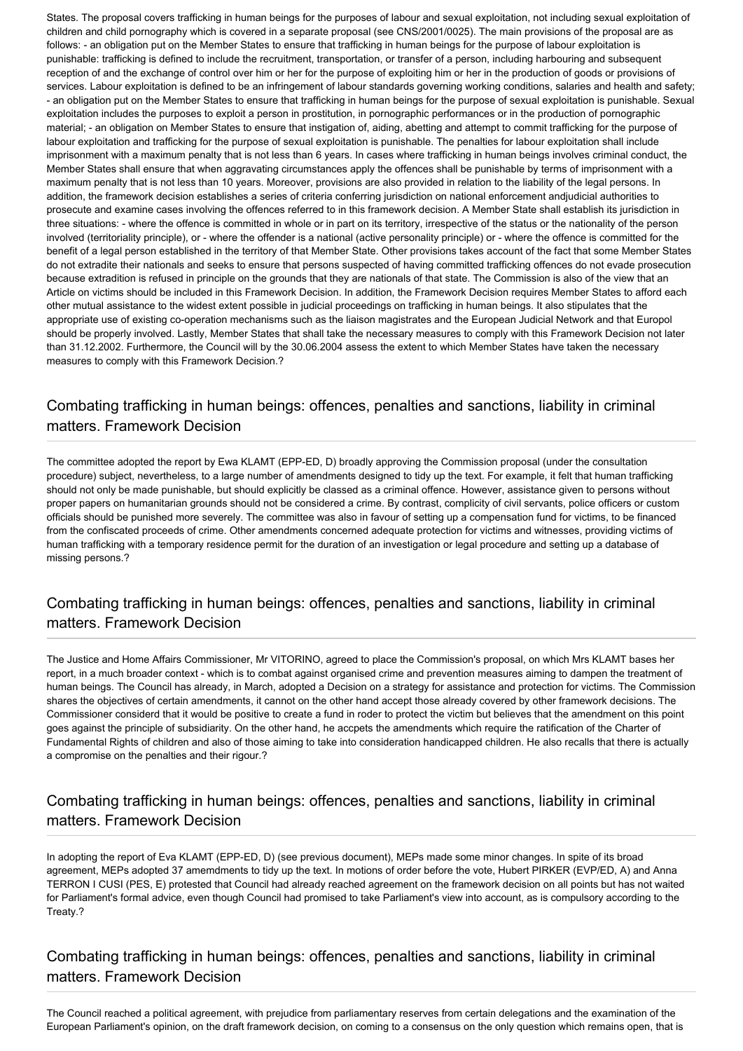States. The proposal covers trafficking in human beings for the purposes of labour and sexual exploitation, not including sexual exploitation of children and child pornography which is covered in a separate proposal (see CNS/2001/0025). The main provisions of the proposal are as follows: - an obligation put on the Member States to ensure that trafficking in human beings for the purpose of labour exploitation is punishable: trafficking is defined to include the recruitment, transportation, or transfer of a person, including harbouring and subsequent reception of and the exchange of control over him or her for the purpose of exploiting him or her in the production of goods or provisions of services. Labour exploitation is defined to be an infringement of labour standards governing working conditions, salaries and health and safety; - an obligation put on the Member States to ensure that trafficking in human beings for the purpose of sexual exploitation is punishable. Sexual exploitation includes the purposes to exploit a person in prostitution, in pornographic performances or in the production of pornographic material; - an obligation on Member States to ensure that instigation of, aiding, abetting and attempt to commit trafficking for the purpose of labour exploitation and trafficking for the purpose of sexual exploitation is punishable. The penalties for labour exploitation shall include imprisonment with a maximum penalty that is not less than 6 years. In cases where trafficking in human beings involves criminal conduct, the Member States shall ensure that when aggravating circumstances apply the offences shall be punishable by terms of imprisonment with a maximum penalty that is not less than 10 years. Moreover, provisions are also provided in relation to the liability of the legal persons. In addition, the framework decision establishes a series of criteria conferring jurisdiction on national enforcement andjudicial authorities to prosecute and examine cases involving the offences referred to in this framework decision. A Member State shall establish its jurisdiction in three situations: - where the offence is committed in whole or in part on its territory, irrespective of the status or the nationality of the person involved (territoriality principle), or - where the offender is a national (active personality principle) or - where the offence is committed for the benefit of a legal person established in the territory of that Member State. Other provisions takes account of the fact that some Member States do not extradite their nationals and seeks to ensure that persons suspected of having committed trafficking offences do not evade prosecution because extradition is refused in principle on the grounds that they are nationals of that state. The Commission is also of the view that an Article on victims should be included in this Framework Decision. In addition, the Framework Decision requires Member States to afford each other mutual assistance to the widest extent possible in judicial proceedings on trafficking in human beings. It also stipulates that the appropriate use of existing co-operation mechanisms such as the liaison magistrates and the European Judicial Network and that Europol should be properly involved. Lastly, Member States that shall take the necessary measures to comply with this Framework Decision not later than 31.12.2002. Furthermore, the Council will by the 30.06.2004 assess the extent to which Member States have taken the necessary measures to comply with this Framework Decision.?

## Combating trafficking in human beings: offences, penalties and sanctions, liability in criminal matters. Framework Decision

The committee adopted the report by Ewa KLAMT (EPP-ED, D) broadly approving the Commission proposal (under the consultation procedure) subject, nevertheless, to a large number of amendments designed to tidy up the text. For example, it felt that human trafficking should not only be made punishable, but should explicitly be classed as a criminal offence. However, assistance given to persons without proper papers on humanitarian grounds should not be considered a crime. By contrast, complicity of civil servants, police officers or custom officials should be punished more severely. The committee was also in favour of setting up a compensation fund for victims, to be financed from the confiscated proceeds of crime. Other amendments concerned adequate protection for victims and witnesses, providing victims of human trafficking with a temporary residence permit for the duration of an investigation or legal procedure and setting up a database of missing persons.?

## Combating trafficking in human beings: offences, penalties and sanctions, liability in criminal matters. Framework Decision

The Justice and Home Affairs Commissioner, Mr VITORINO, agreed to place the Commission's proposal, on which Mrs KLAMT bases her report, in a much broader context - which is to combat against organised crime and prevention measures aiming to dampen the treatment of human beings. The Council has already, in March, adopted a Decision on a strategy for assistance and protection for victims. The Commission shares the objectives of certain amendments, it cannot on the other hand accept those already covered by other framework decisions. The Commissioner considerd that it would be positive to create a fund in roder to protect the victim but believes that the amendment on this point goes against the principle of subsidiarity. On the other hand, he accpets the amendments which require the ratification of the Charter of Fundamental Rights of children and also of those aiming to take into consideration handicapped children. He also recalls that there is actually a compromise on the penalties and their rigour.?

## Combating trafficking in human beings: offences, penalties and sanctions, liability in criminal matters. Framework Decision

In adopting the report of Eva KLAMT (EPP-ED, D) (see previous document), MEPs made some minor changes. In spite of its broad agreement, MEPs adopted 37 amemdments to tidy up the text. In motions of order before the vote, Hubert PIRKER (EVP/ED, A) and Anna TERRON I CUSI (PES, E) protested that Council had already reached agreement on the framework decision on all points but has not waited for Parliament's formal advice, even though Council had promised to take Parliament's view into account, as is compulsory according to the Treaty.?

## Combating trafficking in human beings: offences, penalties and sanctions, liability in criminal matters. Framework Decision

The Council reached a political agreement, with prejudice from parliamentary reserves from certain delegations and the examination of the European Parliament's opinion, on the draft framework decision, on coming to a consensus on the only question which remains open, that is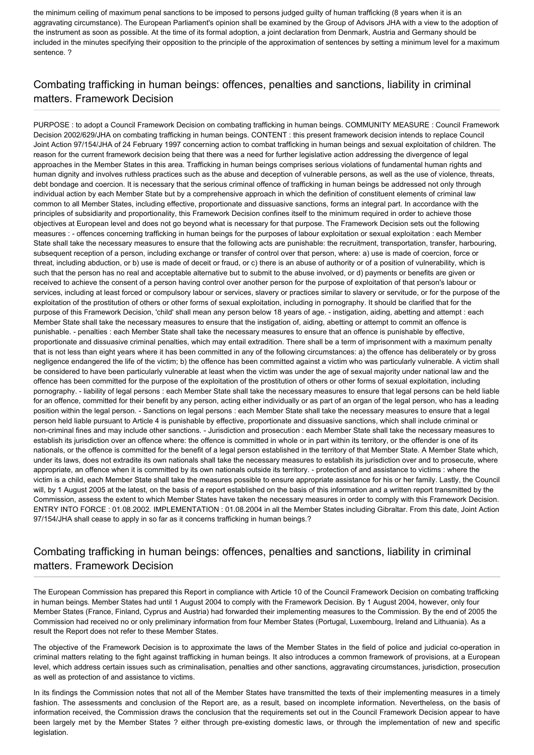the minimum ceiling of maximum penal sanctions to be imposed to persons judged guilty of human trafficking (8 years when it is an aggravating circumstance). The European Parliament's opinion shall be examined by the Group of Advisors JHA with a view to the adoption of the instrument as soon as possible. At the time of its formal adoption, a joint declaration from Denmark, Austria and Germany should be included in the minutes specifying their opposition to the principle of the approximation of sentences by setting a minimum level for a maximum sentence. ?

## Combating trafficking in human beings: offences, penalties and sanctions, liability in criminal matters. Framework Decision

PURPOSE : to adopt a Council Framework Decision on combating trafficking in human beings. COMMUNITY MEASURE : Council Framework Decision 2002/629/JHA on combating trafficking in human beings. CONTENT : this present framework decision intends to replace Council Joint Action 97/154/JHA of 24 February 1997 concerning action to combat trafficking in human beings and sexual exploitation of children. The reason for the current framework decision being that there was a need for further legislative action addressing the divergence of legal approaches in the Member States in this area. Trafficking in human beings comprises serious violations of fundamental human rights and human dignity and involves ruthless practices such as the abuse and deception of vulnerable persons, as well as the use of violence, threats, debt bondage and coercion. It is necessary that the serious criminal offence of trafficking in human beings be addressed not only through individual action by each Member State but by a comprehensive approach in which the definition of constituent elements of criminal law common to all Member States, including effective, proportionate and dissuasive sanctions, forms an integral part. In accordance with the principles of subsidiarity and proportionality, this Framework Decision confines itself to the minimum required in order to achieve those objectives at European level and does not go beyond what is necessary for that purpose. The Framework Decision sets out the following measures : - offences concerning trafficking in human beings for the purposes of labour exploitation or sexual exploitation : each Member State shall take the necessary measures to ensure that the following acts are punishable: the recruitment, transportation, transfer, harbouring, subsequent reception of a person, including exchange or transfer of control over that person, where: a) use is made of coercion, force or threat, including abduction, or b) use is made of deceit or fraud, or c) there is an abuse of authority or of a position of vulnerability, which is such that the person has no real and acceptable alternative but to submit to the abuse involved, or d) payments or benefits are given or received to achieve the consent of a person having control over another person for the purpose of exploitation of that person's labour or services, including at least forced or compulsory labour or services, slavery or practices similar to slavery or servitude, or for the purpose of the exploitation of the prostitution of others or other forms of sexual exploitation, including in pornography. It should be clarified that for the purpose of this Framework Decision, 'child' shall mean any person below 18 years of age. - instigation, aiding, abetting and attempt : each Member State shall take the necessary measures to ensure that the instigation of, aiding, abetting or attempt to commit an offence is punishable. - penalties : each Member State shall take the necessary measures to ensure that an offence is punishable by effective, proportionate and dissuasive criminal penalties, which may entail extradition. There shall be a term of imprisonment with a maximum penalty that is not less than eight years where it has been committed in any of the following circumstances: a) the offence has deliberately or by gross negligence endangered the life of the victim; b) the offence has been committed against a victim who was particularly vulnerable. A victim shall be considered to have been particularly vulnerable at least when the victim was under the age of sexual majority under national law and the offence has been committed for the purpose of the exploitation of the prostitution of others or other forms of sexual exploitation, including pornography. - liability of legal persons : each Member State shall take the necessary measures to ensure that legal persons can be held liable for an offence, committed for their benefit by any person, acting either individually or as part of an organ of the legal person, who has a leading position within the legal person. - Sanctions on legal persons : each Member State shall take the necessary measures to ensure that a legal person held liable pursuant to Article 4 is punishable by effective, proportionate and dissuasive sanctions, which shall include criminal or non-criminal fines and may include other sanctions. - Jurisdiction and prosecution : each Member State shall take the necessary measures to establish its jurisdiction over an offence where: the offence is committed in whole or in part within its territory, or the offender is one of its nationals, or the offence is committed for the benefit of a legal person established in the territory of that Member State. A Member State which, under its laws, does not extradite its own nationals shall take the necessary measures to establish its jurisdiction over and to prosecute, where appropriate, an offence when it is committed by its own nationals outside its territory. - protection of and assistance to victims : where the victim is a child, each Member State shall take the measures possible to ensure appropriate assistance for his or her family. Lastly, the Council will, by 1 August 2005 at the latest, on the basis of a report established on the basis of this information and a written report transmitted by the Commission, assess the extent to which Member States have taken the necessary measures in order to comply with this Framework Decision. ENTRY INTO FORCE : 01.08.2002. IMPLEMENTATION : 01.08.2004 in all the Member States including Gibraltar. From this date, Joint Action 97/154/JHA shall cease to apply in so far as it concerns trafficking in human beings.?

## Combating trafficking in human beings: offences, penalties and sanctions, liability in criminal matters. Framework Decision

The European Commission has prepared this Report in compliance with Article 10 of the Council Framework Decision on combating trafficking in human beings. Member States had until 1 August 2004 to comply with the Framework Decision. By 1 August 2004, however, only four Member States (France, Finland, Cyprus and Austria) had forwarded their implementing measures to the Commission. By the end of 2005 the Commission had received no or only preliminary information from four Member States (Portugal, Luxembourg, Ireland and Lithuania). As a result the Report does not refer to these Member States.

The objective of the Framework Decision is to approximate the laws of the Member States in the field of police and judicial co-operation in criminal matters relating to the fight against trafficking in human beings. It also introduces a common framework of provisions, at a European level, which address certain issues such as criminalisation, penalties and other sanctions, aggravating circumstances, jurisdiction, prosecution as well as protection of and assistance to victims.

In its findings the Commission notes that not all of the Member States have transmitted the texts of their implementing measures in a timely fashion. The assessments and conclusion of the Report are, as a result, based on incomplete information. Nevertheless, on the basis of information received, the Commission draws the conclusion that the requirements set out in the Council Framework Decision appear to have been largely met by the Member States ? either through pre-existing domestic laws, or through the implementation of new and specific legislation.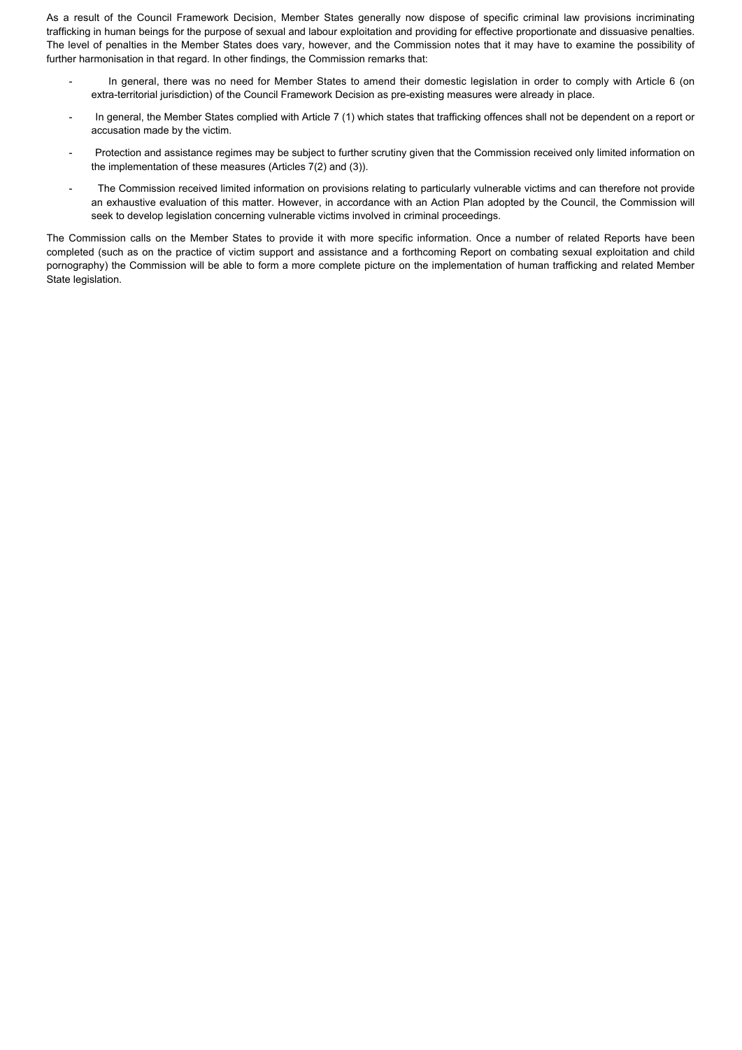As a result of the Council Framework Decision, Member States generally now dispose of specific criminal law provisions incriminating trafficking in human beings for the purpose of sexual and labour exploitation and providing for effective proportionate and dissuasive penalties. The level of penalties in the Member States does vary, however, and the Commission notes that it may have to examine the possibility of further harmonisation in that regard. In other findings, the Commission remarks that:

- In general, there was no need for Member States to amend their domestic legislation in order to comply with Article 6 (on extra-territorial jurisdiction) of the Council Framework Decision as pre-existing measures were already in place.
- In general, the Member States complied with Article 7 (1) which states that trafficking offences shall not be dependent on a report or accusation made by the victim.
- Protection and assistance regimes may be subject to further scrutiny given that the Commission received only limited information on the implementation of these measures (Articles 7(2) and (3)).
- The Commission received limited information on provisions relating to particularly vulnerable victims and can therefore not provide an exhaustive evaluation of this matter. However, in accordance with an Action Plan adopted by the Council, the Commission will seek to develop legislation concerning vulnerable victims involved in criminal proceedings.

The Commission calls on the Member States to provide it with more specific information. Once a number of related Reports have been completed (such as on the practice of victim support and assistance and a forthcoming Report on combating sexual exploitation and child pornography) the Commission will be able to form a more complete picture on the implementation of human trafficking and related Member State legislation.